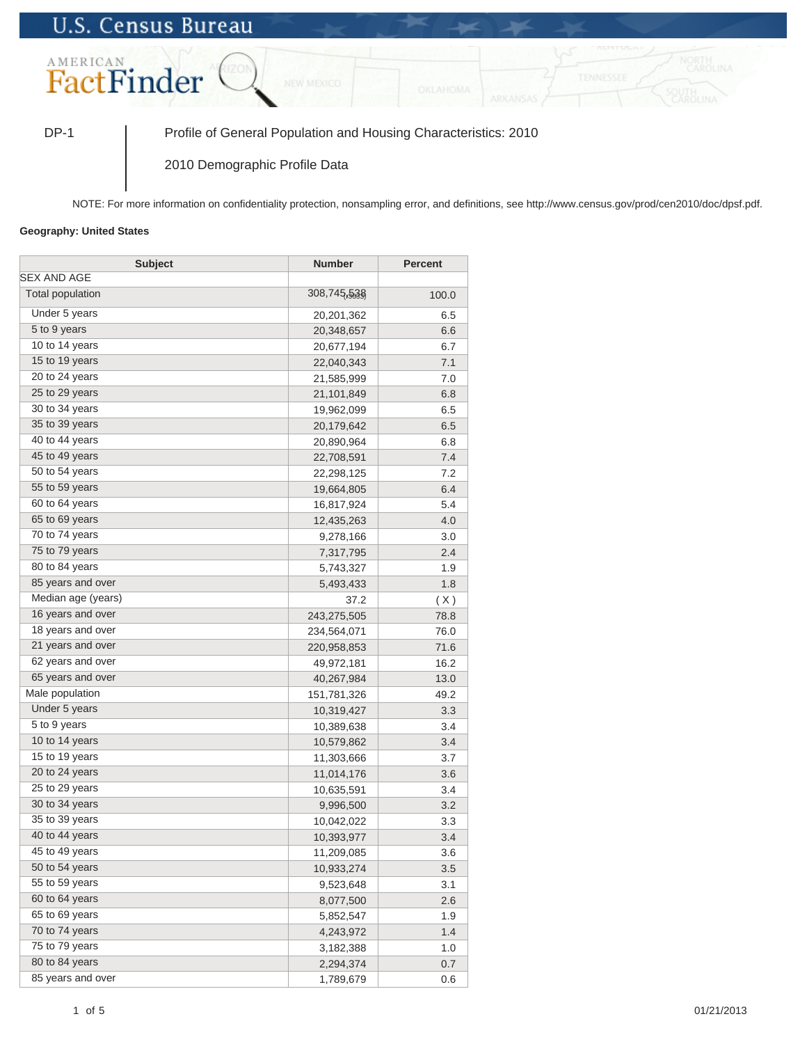U.S. Census Bureau

AMERICAN FactFinder

DP-1 | Profile of General Population and Housing Characteristics: 2010

2010 Demographic Profile Data

NOTE: For more information on confidentiality protection, nonsampling error, and definitions, see http://www.census.gov/prod/cen2010/doc/dpsf.pdf.

**Geography: United States**

| Subject | Number | Percent |
|---|---|---|
| SEX AND AGE | | |
| Total population | 308,745,538 | 100.0 |
| Under 5 years | 20,201,362 | 6.5 |
| 5 to 9 years | 20,348,657 | 6.6 |
| 10 to 14 years | 20,677,194 | 6.7 |
| 15 to 19 years | 22,040,343 | 7.1 |
| 20 to 24 years | 21,585,999 | 7.0 |
| 25 to 29 years | 21,101,849 | 6.8 |
| 30 to 34 years | 19,962,099 | 6.5 |
| 35 to 39 years | 20,179,642 | 6.5 |
| 40 to 44 years | 20,890,964 | 6.8 |
| 45 to 49 years | 22,708,591 | 7.4 |
| 50 to 54 years | 22,298,125 | 7.2 |
| 55 to 59 years | 19,664,805 | 6.4 |
| 60 to 64 years | 16,817,924 | 5.4 |
| 65 to 69 years | 12,435,263 | 4.0 |
| 70 to 74 years | 9,278,166 | 3.0 |
| 75 to 79 years | 7,317,795 | 2.4 |
| 80 to 84 years | 5,743,327 | 1.9 |
| 85 years and over | 5,493,433 | 1.8 |
| Median age (years) | 37.2 | ( X ) |
| 16 years and over | 243,275,505 | 78.8 |
| 18 years and over | 234,564,071 | 76.0 |
| 21 years and over | 220,958,853 | 71.6 |
| 62 years and over | 49,972,181 | 16.2 |
| 65 years and over | 40,267,984 | 13.0 |
| Male population | 151,781,326 | 49.2 |
| Under 5 years | 10,319,427 | 3.3 |
| 5 to 9 years | 10,389,638 | 3.4 |
| 10 to 14 years | 10,579,862 | 3.4 |
| 15 to 19 years | 11,303,666 | 3.7 |
| 20 to 24 years | 11,014,176 | 3.6 |
| 25 to 29 years | 10,635,591 | 3.4 |
| 30 to 34 years | 9,996,500 | 3.2 |
| 35 to 39 years | 10,042,022 | 3.3 |
| 40 to 44 years | 10,393,977 | 3.4 |
| 45 to 49 years | 11,209,085 | 3.6 |
| 50 to 54 years | 10,933,274 | 3.5 |
| 55 to 59 years | 9,523,648 | 3.1 |
| 60 to 64 years | 8,077,500 | 2.6 |
| 65 to 69 years | 5,852,547 | 1.9 |
| 70 to 74 years | 4,243,972 | 1.4 |
| 75 to 79 years | 3,182,388 | 1.0 |
| 80 to 84 years | 2,294,374 | 0.7 |
| 85 years and over | 1,789,679 | 0.6 |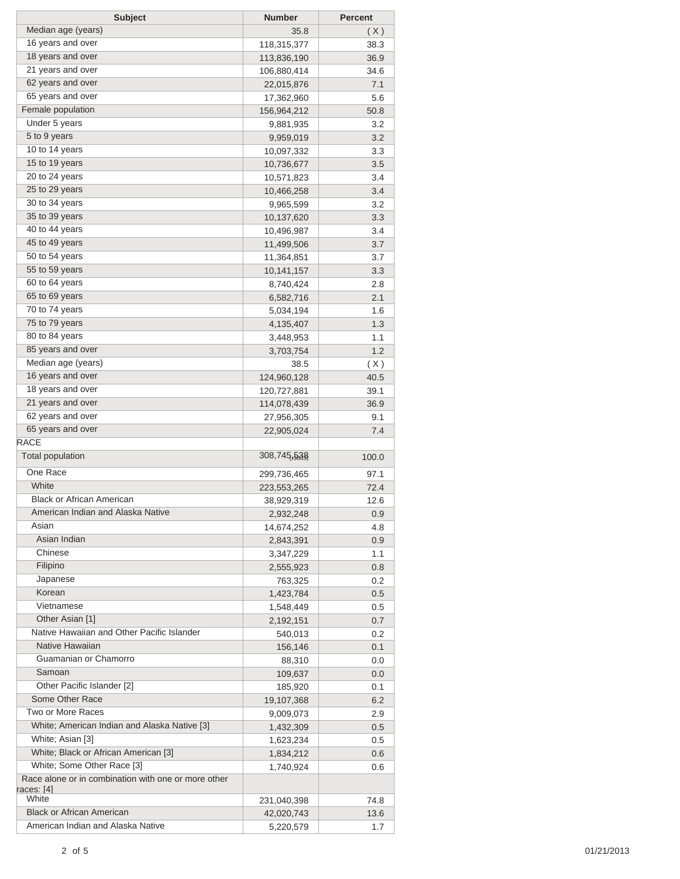| Subject | Number | Percent |
|---|---|---|
| Median age (years) | 35.8 | ( X ) |
| 16 years and over | 118,315,377 | 38.3 |
| 18 years and over | 113,836,190 | 36.9 |
| 21 years and over | 106,880,414 | 34.6 |
| 62 years and over | 22,015,876 | 7.1 |
| 65 years and over | 17,362,960 | 5.6 |
| Female population | 156,964,212 | 50.8 |
| Under 5 years | 9,881,935 | 3.2 |
| 5 to 9 years | 9,959,019 | 3.2 |
| 10 to 14 years | 10,097,332 | 3.3 |
| 15 to 19 years | 10,736,677 | 3.5 |
| 20 to 24 years | 10,571,823 | 3.4 |
| 25 to 29 years | 10,466,258 | 3.4 |
| 30 to 34 years | 9,965,599 | 3.2 |
| 35 to 39 years | 10,137,620 | 3.3 |
| 40 to 44 years | 10,496,987 | 3.4 |
| 45 to 49 years | 11,499,506 | 3.7 |
| 50 to 54 years | 11,364,851 | 3.7 |
| 55 to 59 years | 10,141,157 | 3.3 |
| 60 to 64 years | 8,740,424 | 2.8 |
| 65 to 69 years | 6,582,716 | 2.1 |
| 70 to 74 years | 5,034,194 | 1.6 |
| 75 to 79 years | 4,135,407 | 1.3 |
| 80 to 84 years | 3,448,953 | 1.1 |
| 85 years and over | 3,703,754 | 1.2 |
| Median age (years) | 38.5 | ( X ) |
| 16 years and over | 124,960,128 | 40.5 |
| 18 years and over | 120,727,881 | 39.1 |
| 21 years and over | 114,078,439 | 36.9 |
| 62 years and over | 27,956,305 | 9.1 |
| 65 years and over | 22,905,024 | 7.4 |
| RACE | | |
| Total population | 308,745,538 | 100.0 |
| One Race | 299,736,465 | 97.1 |
| White | 223,553,265 | 72.4 |
| Black or African American | 38,929,319 | 12.6 |
| American Indian and Alaska Native | 2,932,248 | 0.9 |
| Asian | 14,674,252 | 4.8 |
| Asian Indian | 2,843,391 | 0.9 |
| Chinese | 3,347,229 | 1.1 |
| Filipino | 2,555,923 | 0.8 |
| Japanese | 763,325 | 0.2 |
| Korean | 1,423,784 | 0.5 |
| Vietnamese | 1,548,449 | 0.5 |
| Other Asian [1] | 2,192,151 | 0.7 |
| Native Hawaiian and Other Pacific Islander | 540,013 | 0.2 |
| Native Hawaiian | 156,146 | 0.1 |
| Guamanian or Chamorro | 88,310 | 0.0 |
| Samoan | 109,637 | 0.0 |
| Other Pacific Islander [2] | 185,920 | 0.1 |
| Some Other Race | 19,107,368 | 6.2 |
| Two or More Races | 9,009,073 | 2.9 |
| White; American Indian and Alaska Native [3] | 1,432,309 | 0.5 |
| White; Asian [3] | 1,623,234 | 0.5 |
| White; Black or African American [3] | 1,834,212 | 0.6 |
| White; Some Other Race [3] | 1,740,924 | 0.6 |
| Race alone or in combination with one or more other races: [4] | | |
| White | 231,040,398 | 74.8 |
| Black or African American | 42,020,743 | 13.6 |
| American Indian and Alaska Native | 5,220,579 | 1.7 |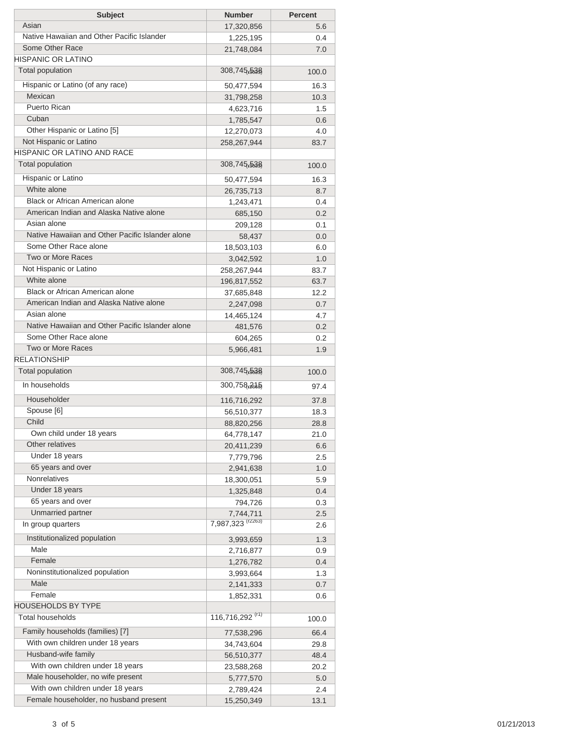| Subject | Number | Percent |
|---|---|---|
| Asian | 17,320,856 | 5.6 |
| Native Hawaiian and Other Pacific Islander | 1,225,195 | 0.4 |
| Some Other Race | 21,748,084 | 7.0 |
| HISPANIC OR LATINO | | |
| Total population | 308,745,538 (r3638) | 100.0 |
| Hispanic or Latino (of any race) | 50,477,594 | 16.3 |
| Mexican | 31,798,258 | 10.3 |
| Puerto Rican | 4,623,716 | 1.5 |
| Cuban | 1,785,547 | 0.6 |
| Other Hispanic or Latino [5] | 12,270,073 | 4.0 |
| Not Hispanic or Latino | 258,267,944 | 83.7 |
| HISPANIC OR LATINO AND RACE | | |
| Total population | 308,745,538 (r3638) | 100.0 |
| Hispanic or Latino | 50,477,594 | 16.3 |
| White alone | 26,735,713 | 8.7 |
| Black or African American alone | 1,243,471 | 0.4 |
| American Indian and Alaska Native alone | 685,150 | 0.2 |
| Asian alone | 209,128 | 0.1 |
| Native Hawaiian and Other Pacific Islander alone | 58,437 | 0.0 |
| Some Other Race alone | 18,503,103 | 6.0 |
| Two or More Races | 3,042,592 | 1.0 |
| Not Hispanic or Latino | 258,267,944 | 83.7 |
| White alone | 196,817,552 | 63.7 |
| Black or African American alone | 37,685,848 | 12.2 |
| American Indian and Alaska Native alone | 2,247,098 | 0.7 |
| Asian alone | 14,465,124 | 4.7 |
| Native Hawaiian and Other Pacific Islander alone | 481,576 | 0.2 |
| Some Other Race alone | 604,265 | 0.2 |
| Two or More Races | 5,966,481 | 1.9 |
| RELATIONSHIP | | |
| Total population | 308,745,538 (r3638) | 100.0 |
| In households | 300,758,215 (r2263) | 97.4 |
| Householder | 116,716,292 | 37.8 |
| Spouse [6] | 56,510,377 | 18.3 |
| Child | 88,820,256 | 28.8 |
| Own child under 18 years | 64,778,147 | 21.0 |
| Other relatives | 20,411,239 | 6.6 |
| Under 18 years | 7,779,796 | 2.5 |
| 65 years and over | 2,941,638 | 1.0 |
| Nonrelatives | 18,300,051 | 5.9 |
| Under 18 years | 1,325,848 | 0.4 |
| 65 years and over | 794,726 | 0.3 |
| Unmarried partner | 7,744,711 | 2.5 |
| In group quarters | 7,987,323 (r2263) | 2.6 |
| Institutionalized population | 3,993,659 | 1.3 |
| Male | 2,716,877 | 0.9 |
| Female | 1,276,782 | 0.4 |
| Noninstitutionalized population | 3,993,664 | 1.3 |
| Male | 2,141,333 | 0.7 |
| Female | 1,852,331 | 0.6 |
| HOUSEHOLDS BY TYPE | | |
| Total households | 116,716,292 (r1) | 100.0 |
| Family households (families) [7] | 77,538,296 | 66.4 |
| With own children under 18 years | 34,743,604 | 29.8 |
| Husband-wife family | 56,510,377 | 48.4 |
| With own children under 18 years | 23,588,268 | 20.2 |
| Male householder, no wife present | 5,777,570 | 5.0 |
| With own children under 18 years | 2,789,424 | 2.4 |
| Female householder, no husband present | 15,250,349 | 13.1 |

01/21/2013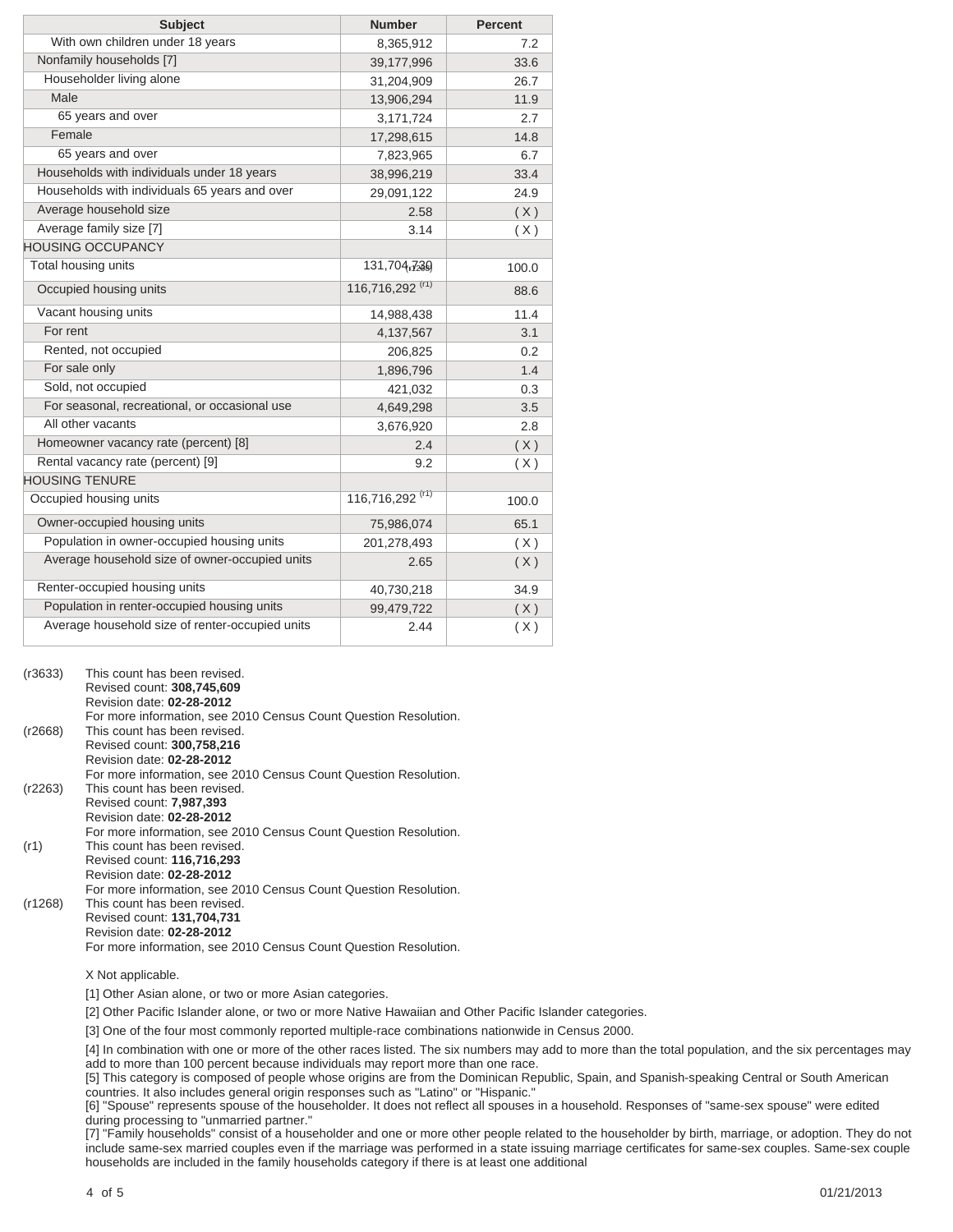| Subject | Number | Percent |
|---|---|---|
| With own children under 18 years | 8,365,912 | 7.2 |
| Nonfamily households [7] | 39,177,996 | 33.6 |
| Householder living alone | 31,204,909 | 26.7 |
| Male | 13,906,294 | 11.9 |
| 65 years and over | 3,171,724 | 2.7 |
| Female | 17,298,615 | 14.8 |
| 65 years and over | 7,823,965 | 6.7 |
| Households with individuals under 18 years | 38,996,219 | 33.4 |
| Households with individuals 65 years and over | 29,091,122 | 24.9 |
| Average household size | 2.58 | ( X ) |
| Average family size [7] | 3.14 | ( X ) |
| HOUSING OCCUPANCY | | |
| Total housing units | 131,704,730 (r1268) | 100.0 |
| Occupied housing units | 116,716,292 (r1) | 88.6 |
| Vacant housing units | 14,988,438 | 11.4 |
| For rent | 4,137,567 | 3.1 |
| Rented, not occupied | 206,825 | 0.2 |
| For sale only | 1,896,796 | 1.4 |
| Sold, not occupied | 421,032 | 0.3 |
| For seasonal, recreational, or occasional use | 4,649,298 | 3.5 |
| All other vacants | 3,676,920 | 2.8 |
| Homeowner vacancy rate (percent) [8] | 2.4 | ( X ) |
| Rental vacancy rate (percent) [9] | 9.2 | ( X ) |
| HOUSING TENURE | | |
| Occupied housing units | 116,716,292 (r1) | 100.0 |
| Owner-occupied housing units | 75,986,074 | 65.1 |
| Population in owner-occupied housing units | 201,278,493 | ( X ) |
| Average household size of owner-occupied units | 2.65 | ( X ) |
| Renter-occupied housing units | 40,730,218 | 34.9 |
| Population in renter-occupied housing units | 99,479,722 | ( X ) |
| Average household size of renter-occupied units | 2.44 | ( X ) |

(r3633) This count has been revised.
Revised count: **308,745,609**
Revision date: **02-28-2012**
For more information, see 2010 Census Count Question Resolution.

(r2668) This count has been revised.
Revised count: **300,758,216**
Revision date: **02-28-2012**
For more information, see 2010 Census Count Question Resolution.

(r2263) This count has been revised.
Revised count: **7,987,393**
Revision date: **02-28-2012**
For more information, see 2010 Census Count Question Resolution.

(r1) This count has been revised.
Revised count: **116,716,293**
Revision date: **02-28-2012**
For more information, see 2010 Census Count Question Resolution.

(r1268) This count has been revised.
Revised count: **131,704,731**
Revision date: **02-28-2012**
For more information, see 2010 Census Count Question Resolution.

X Not applicable.

[1] Other Asian alone, or two or more Asian categories.

[2] Other Pacific Islander alone, or two or more Native Hawaiian and Other Pacific Islander categories.

[3] One of the four most commonly reported multiple-race combinations nationwide in Census 2000.

[4] In combination with one or more of the other races listed. The six numbers may add to more than the total population, and the six percentages may add to more than 100 percent because individuals may report more than one race.

[5] This category is composed of people whose origins are from the Dominican Republic, Spain, and Spanish-speaking Central or South American countries. It also includes general origin responses such as "Latino" or "Hispanic."

[6] "Spouse" represents spouse of the householder. It does not reflect all spouses in a household. Responses of "same-sex spouse" were edited during processing to "unmarried partner."

[7] "Family households" consist of a householder and one or more other people related to the householder by birth, marriage, or adoption. They do not include same-sex married couples even if the marriage was performed in a state issuing marriage certificates for same-sex couples. Same-sex couple households are included in the family households category if there is at least one additional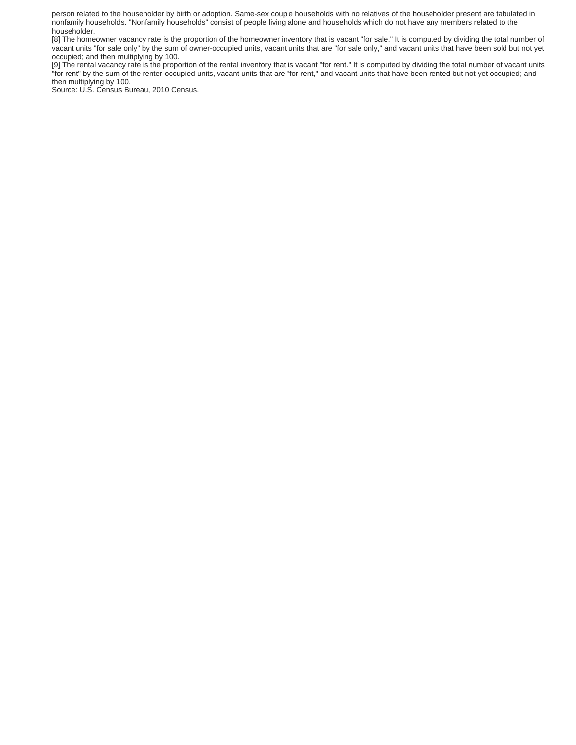person related to the householder by birth or adoption. Same-sex couple households with no relatives of the householder present are tabulated in nonfamily households. "Nonfamily households" consist of people living alone and households which do not have any members related to the householder.

[8] The homeowner vacancy rate is the proportion of the homeowner inventory that is vacant "for sale." It is computed by dividing the total number of vacant units "for sale only" by the sum of owner-occupied units, vacant units that are "for sale only," and vacant units that have been sold but not yet occupied; and then multiplying by 100.

[9] The rental vacancy rate is the proportion of the rental inventory that is vacant "for rent." It is computed by dividing the total number of vacant units "for rent" by the sum of the renter-occupied units, vacant units that are "for rent," and vacant units that have been rented but not yet occupied; and then multiplying by 100.

Source: U.S. Census Bureau, 2010 Census.